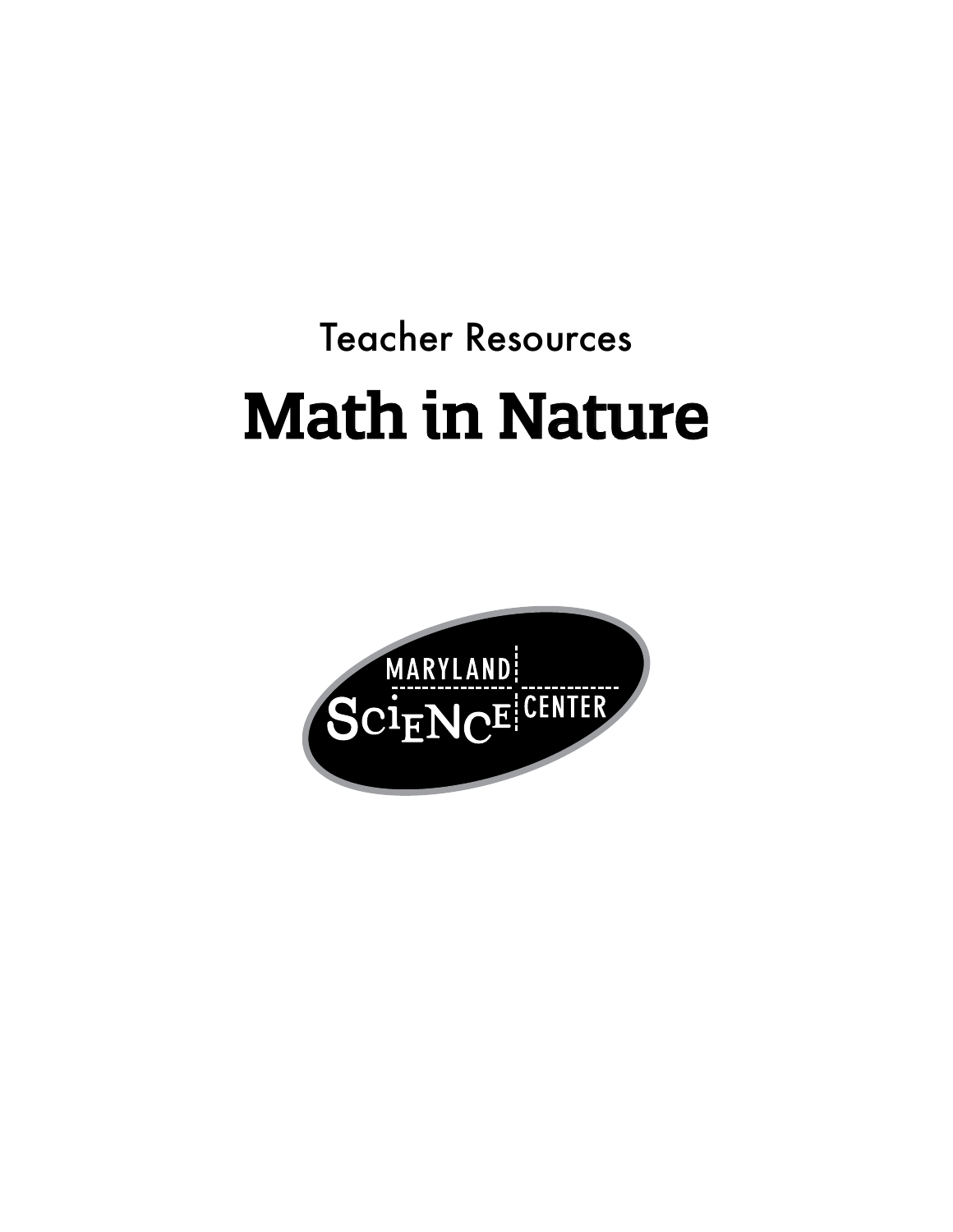Teacher Resources

# Math in Nature

MARYLAND SCIENCE CENTER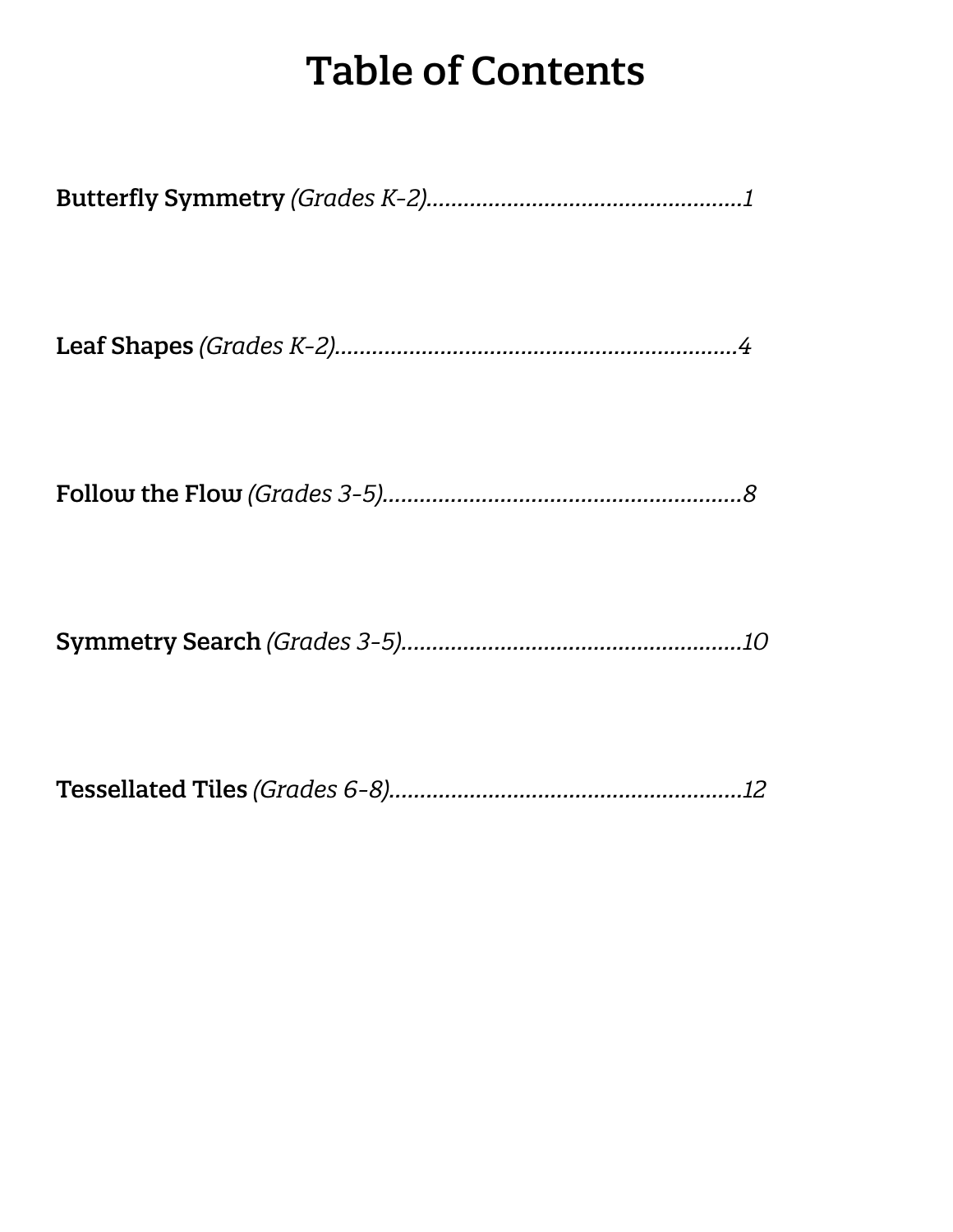# Table of Contents

**Butterfly Symmetry** *(Grades K-2)*..................................................*1*

**Leaf Shapes** *(Grades K-2)*................................................................*4*

**Follow the Flow** *(Grades 3-5)*..........................................................*8*

**Symmetry Search** *(Grades 3-5)*......................................................*10*

**Tessellated Tiles** *(Grades 6-8)*.........................................................*12*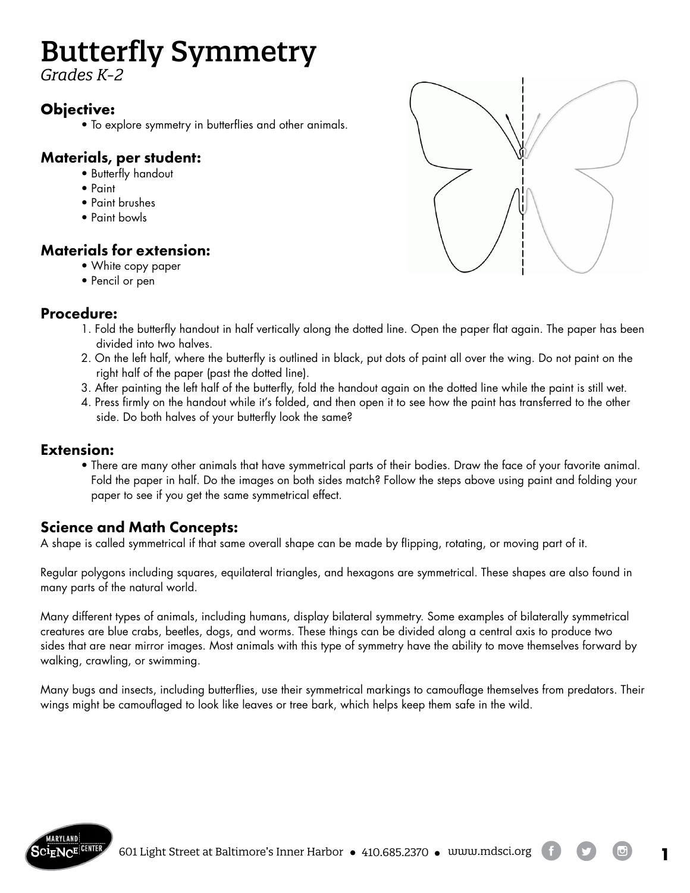# Butterfly Symmetry

*Grades K-2*

### Objective:

- To explore symmetry in butterflies and other animals.

### Materials, per student:

- Butterfly handout
- Paint
- Paint brushes
- Paint bowls

### Materials for extension:

- White copy paper
- Pencil or pen

### Procedure:

1. Fold the butterfly handout in half vertically along the dotted line. Open the paper flat again. The paper has been divided into two halves.
2. On the left half, where the butterfly is outlined in black, put dots of paint all over the wing. Do not paint on the right half of the paper (past the dotted line).
3. After painting the left half of the butterfly, fold the handout again on the dotted line while the paint is still wet.
4. Press firmly on the handout while it's folded, and then open it to see how the paint has transferred to the other side. Do both halves of your butterfly look the same?

### Extension:

- There are many other animals that have symmetrical parts of their bodies. Draw the face of your favorite animal. Fold the paper in half. Do the images on both sides match? Follow the steps above using paint and folding your paper to see if you get the same symmetrical effect.

### Science and Math Concepts:

A shape is called symmetrical if that same overall shape can be made by flipping, rotating, or moving part of it.

Regular polygons including squares, equilateral triangles, and hexagons are symmetrical. These shapes are also found in many parts of the natural world.

Many different types of animals, including humans, display bilateral symmetry. Some examples of bilaterally symmetrical creatures are blue crabs, beetles, dogs, and worms. These things can be divided along a central axis to produce two sides that are near mirror images. Most animals with this type of symmetry have the ability to move themselves forward by walking, crawling, or swimming.

Many bugs and insects, including butterflies, use their symmetrical markings to camouflage themselves from predators. Their wings might be camouflaged to look like leaves or tree bark, which helps keep them safe in the wild.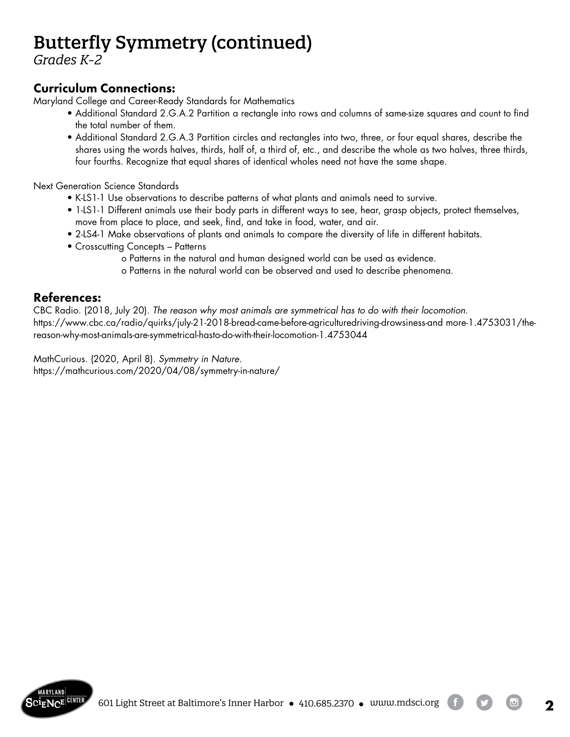# Butterfly Symmetry (continued)

*Grades K–2*

## Curriculum Connections:

Maryland College and Career-Ready Standards for Mathematics

- Additional Standard 2.G.A.2 Partition a rectangle into rows and columns of same-size squares and count to find the total number of them.
- Additional Standard 2.G.A.3 Partition circles and rectangles into two, three, or four equal shares, describe the shares using the words halves, thirds, half of, a third of, etc., and describe the whole as two halves, three thirds, four fourths. Recognize that equal shares of identical wholes need not have the same shape.

Next Generation Science Standards

- K-LS1-1 Use observations to describe patterns of what plants and animals need to survive.
- 1-LS1-1 Different animals use their body parts in different ways to see, hear, grasp objects, protect themselves, move from place to place, and seek, find, and take in food, water, and air.
- 2-LS4-1 Make observations of plants and animals to compare the diversity of life in different habitats.
- Crosscutting Concepts – Patterns
    - o Patterns in the natural and human designed world can be used as evidence.
    - o Patterns in the natural world can be observed and used to describe phenomena.

## References:

CBC Radio. (2018, July 20). *The reason why most animals are symmetrical has to do with their locomotion.* https://www.cbc.ca/radio/quirks/july-21-2018-bread-came-before-agriculturedriving-drowsiness-and more-1.4753031/the-reason-why-most-animals-are-symmetrical-hasto-do-with-their-locomotion-1.4753044

MathCurious. (2020, April 8). *Symmetry in Nature.* https://mathcurious.com/2020/04/08/symmetry-in-nature/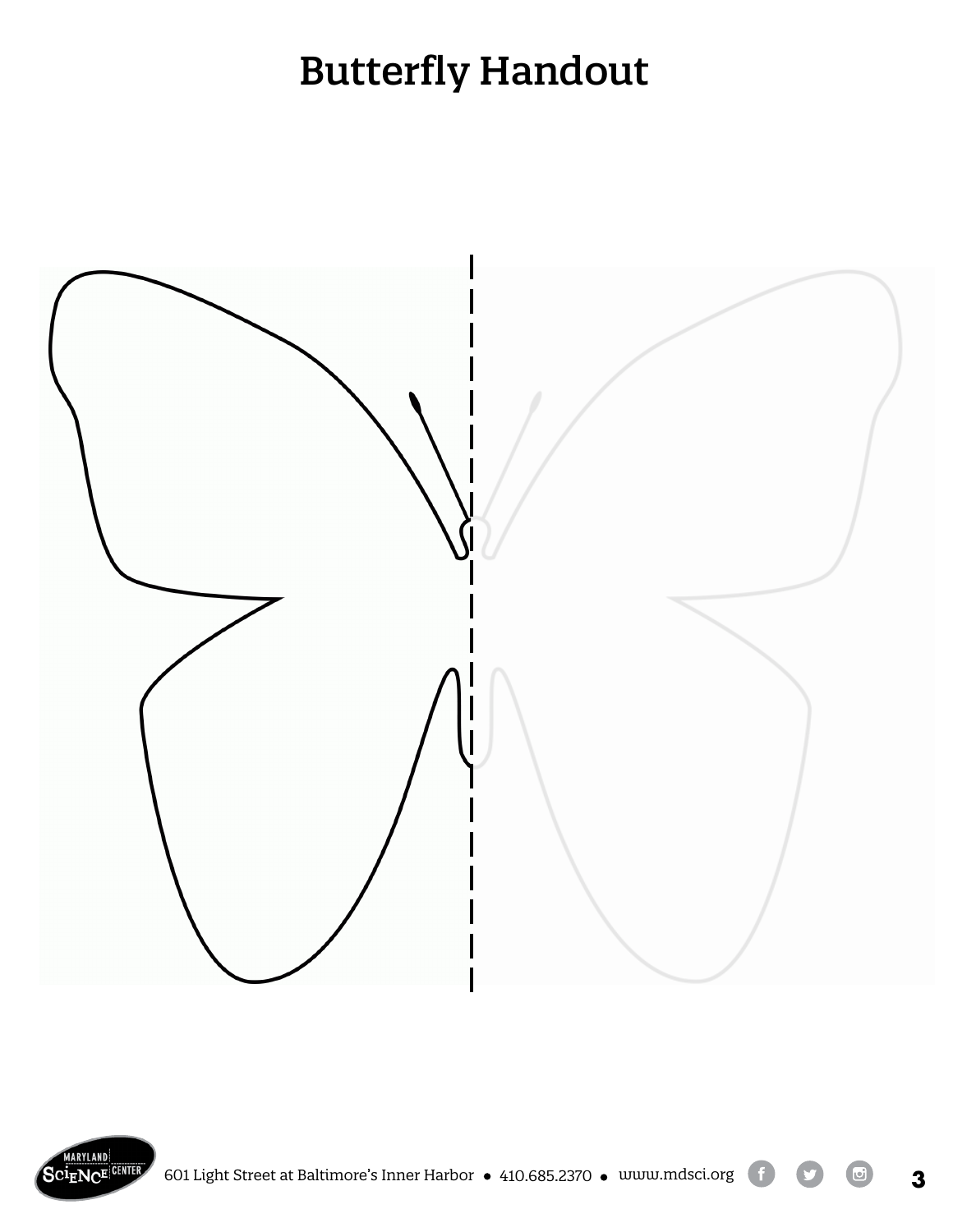# Butterfly Handout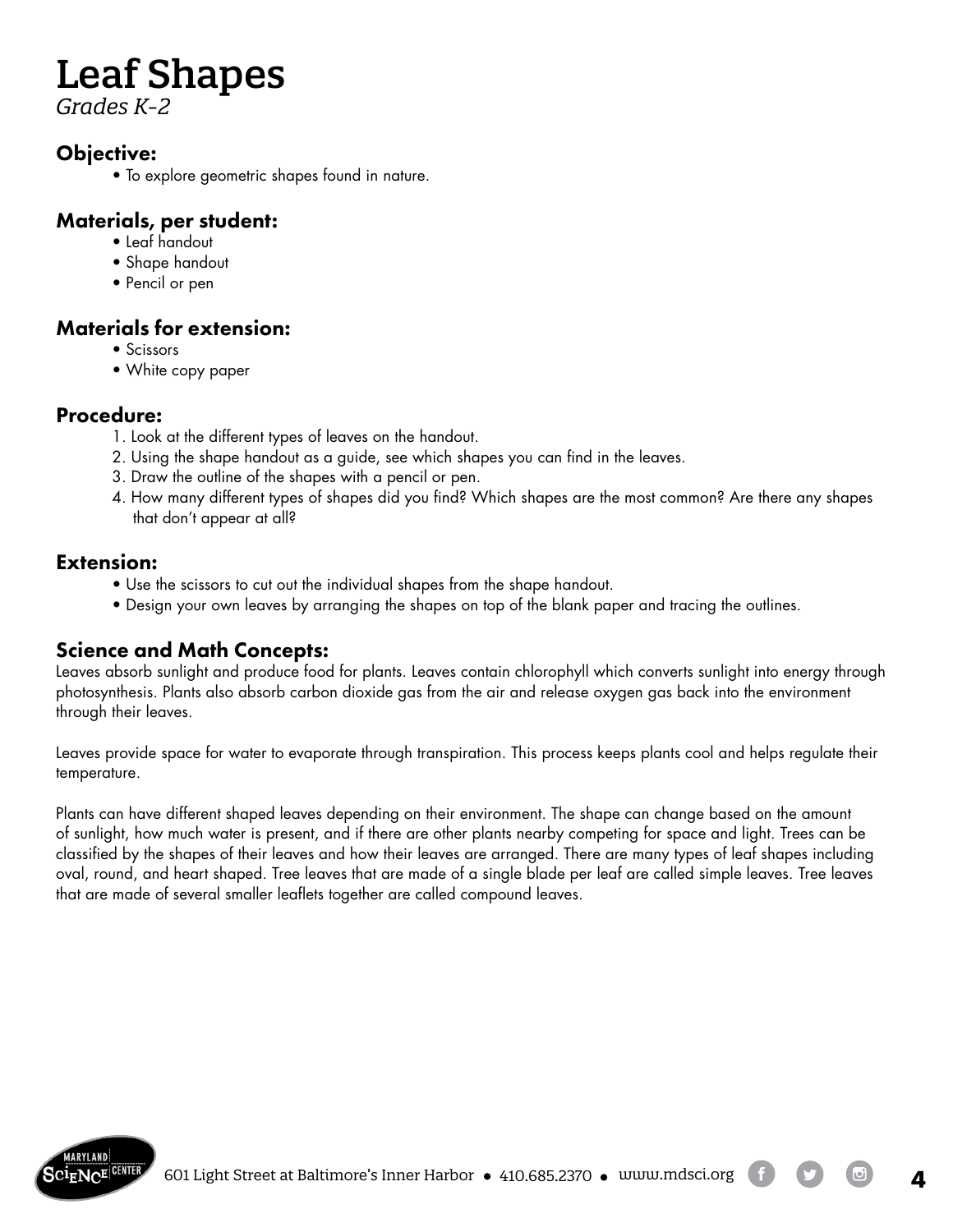# Leaf Shapes

*Grades K-2*

## Objective:

- To explore geometric shapes found in nature.

## Materials, per student:

- Leaf handout
- Shape handout
- Pencil or pen

## Materials for extension:

- Scissors
- White copy paper

## Procedure:

1. Look at the different types of leaves on the handout.
2. Using the shape handout as a guide, see which shapes you can find in the leaves.
3. Draw the outline of the shapes with a pencil or pen.
4. How many different types of shapes did you find? Which shapes are the most common? Are there any shapes that don't appear at all?

## Extension:

- Use the scissors to cut out the individual shapes from the shape handout.
- Design your own leaves by arranging the shapes on top of the blank paper and tracing the outlines.

## Science and Math Concepts:

Leaves absorb sunlight and produce food for plants. Leaves contain chlorophyll which converts sunlight into energy through photosynthesis. Plants also absorb carbon dioxide gas from the air and release oxygen gas back into the environment through their leaves.

Leaves provide space for water to evaporate through transpiration. This process keeps plants cool and helps regulate their temperature.

Plants can have different shaped leaves depending on their environment. The shape can change based on the amount of sunlight, how much water is present, and if there are other plants nearby competing for space and light. Trees can be classified by the shapes of their leaves and how their leaves are arranged. There are many types of leaf shapes including oval, round, and heart shaped. Tree leaves that are made of a single blade per leaf are called simple leaves. Tree leaves that are made of several smaller leaflets together are called compound leaves.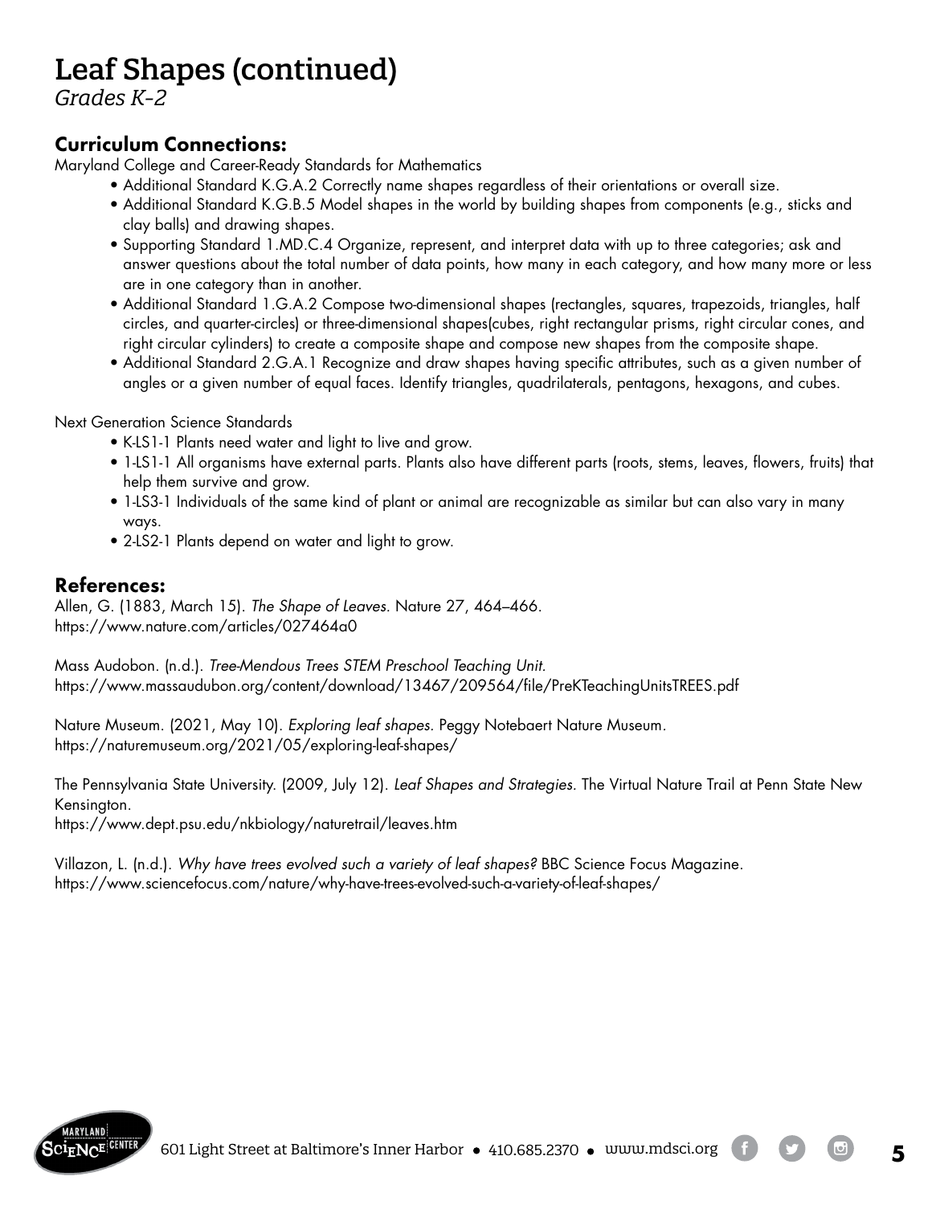# Leaf Shapes (continued)

*Grades K-2*

## Curriculum Connections:

Maryland College and Career-Ready Standards for Mathematics

- Additional Standard K.G.A.2 Correctly name shapes regardless of their orientations or overall size.
- Additional Standard K.G.B.5 Model shapes in the world by building shapes from components (e.g., sticks and clay balls) and drawing shapes.
- Supporting Standard 1.MD.C.4 Organize, represent, and interpret data with up to three categories; ask and answer questions about the total number of data points, how many in each category, and how many more or less are in one category than in another.
- Additional Standard 1.G.A.2 Compose two-dimensional shapes (rectangles, squares, trapezoids, triangles, half circles, and quarter-circles) or three-dimensional shapes(cubes, right rectangular prisms, right circular cones, and right circular cylinders) to create a composite shape and compose new shapes from the composite shape.
- Additional Standard 2.G.A.1 Recognize and draw shapes having specific attributes, such as a given number of angles or a given number of equal faces. Identify triangles, quadrilaterals, pentagons, hexagons, and cubes.

Next Generation Science Standards

- K-LS1-1 Plants need water and light to live and grow.
- 1-LS1-1 All organisms have external parts. Plants also have different parts (roots, stems, leaves, flowers, fruits) that help them survive and grow.
- 1-LS3-1 Individuals of the same kind of plant or animal are recognizable as similar but can also vary in many ways.
- 2-LS2-1 Plants depend on water and light to grow.

## References:

Allen, G. (1883, March 15). *The Shape of Leaves.* Nature 27, 464–466.
https://www.nature.com/articles/027464a0

Mass Audobon. (n.d.). *Tree-Mendous Trees STEM Preschool Teaching Unit.*
https://www.massaudubon.org/content/download/13467/209564/file/PreKTeachingUnitsTREES.pdf

Nature Museum. (2021, May 10). *Exploring leaf shapes.* Peggy Notebaert Nature Museum.
https://naturemuseum.org/2021/05/exploring-leaf-shapes/

The Pennsylvania State University. (2009, July 12). *Leaf Shapes and Strategies.* The Virtual Nature Trail at Penn State New Kensington.
https://www.dept.psu.edu/nkbiology/naturetrail/leaves.htm

Villazon, L. (n.d.). *Why have trees evolved such a variety of leaf shapes?* BBC Science Focus Magazine.
https://www.sciencefocus.com/nature/why-have-trees-evolved-such-a-variety-of-leaf-shapes/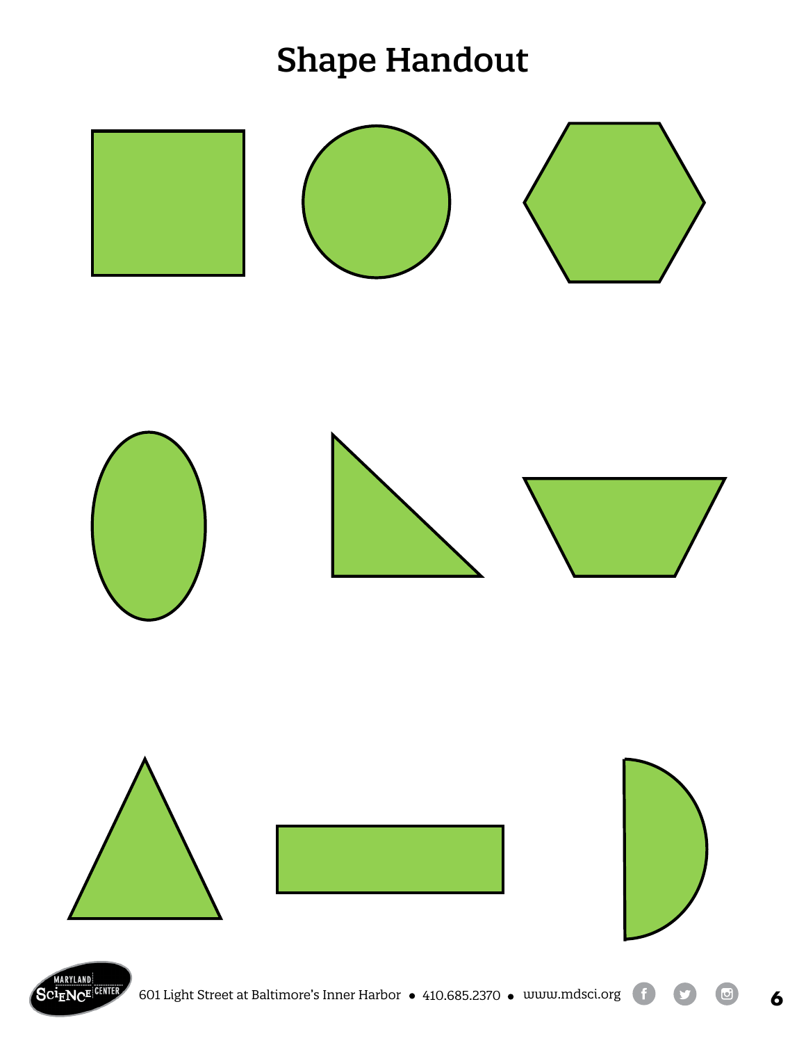# Shape Handout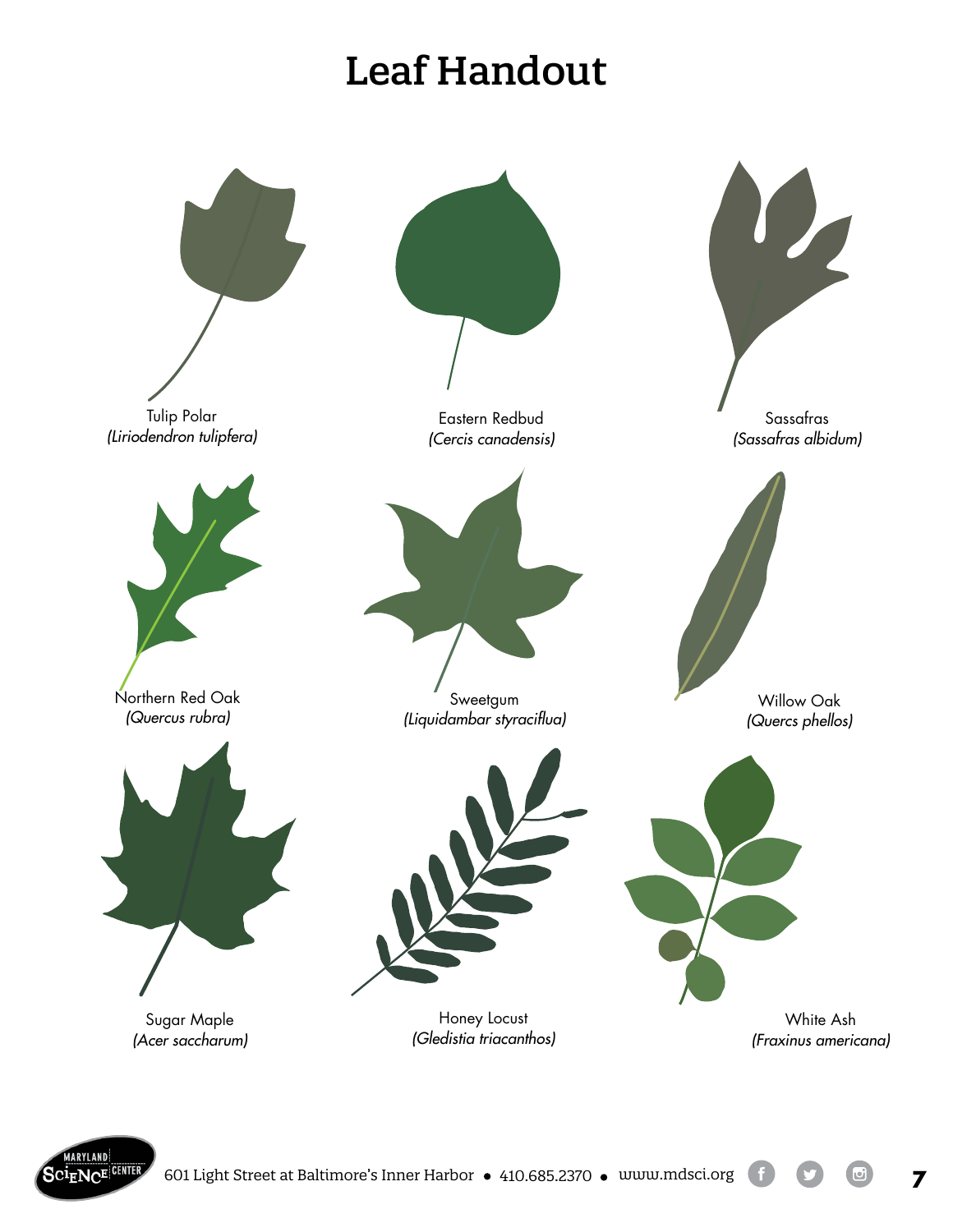# Leaf Handout

Tulip Polar
*(Liriodendron tulipfera)*

Eastern Redbud
*(Cercis canadensis)*

Sassafras
*(Sassafras albidum)*

Northern Red Oak
*(Quercus rubra)*

Sweetgum
*(Liquidambar styraciflua)*

Willow Oak
*(Quercs phellos)*

Sugar Maple
*(Acer saccharum)*

Honey Locust
*(Gledistia triacanthos)*

White Ash
*(Fraxinus americana)*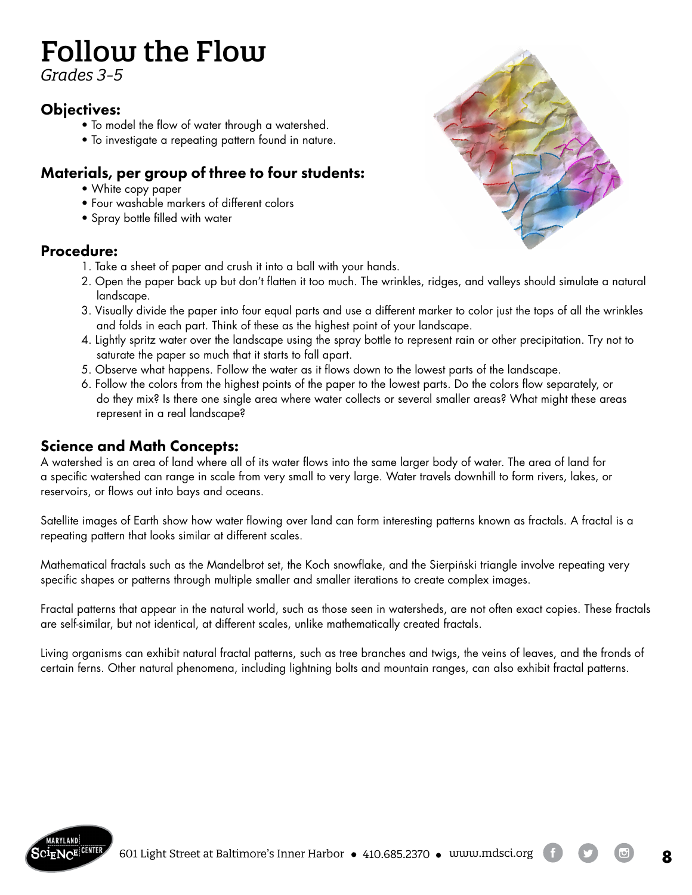# Follow the Flow

*Grades 3-5*

### Objectives:

- To model the flow of water through a watershed.
- To investigate a repeating pattern found in nature.

### Materials, per group of three to four students:

- White copy paper
- Four washable markers of different colors
- Spray bottle filled with water

### Procedure:

1. Take a sheet of paper and crush it into a ball with your hands.
2. Open the paper back up but don't flatten it too much. The wrinkles, ridges, and valleys should simulate a natural landscape.
3. Visually divide the paper into four equal parts and use a different marker to color just the tops of all the wrinkles and folds in each part. Think of these as the highest point of your landscape.
4. Lightly spritz water over the landscape using the spray bottle to represent rain or other precipitation. Try not to saturate the paper so much that it starts to fall apart.
5. Observe what happens. Follow the water as it flows down to the lowest parts of the landscape.
6. Follow the colors from the highest points of the paper to the lowest parts. Do the colors flow separately, or do they mix? Is there one single area where water collects or several smaller areas? What might these areas represent in a real landscape?

### Science and Math Concepts:

A watershed is an area of land where all of its water flows into the same larger body of water. The area of land for a specific watershed can range in scale from very small to very large. Water travels downhill to form rivers, lakes, or reservoirs, or flows out into bays and oceans.

Satellite images of Earth show how water flowing over land can form interesting patterns known as fractals. A fractal is a repeating pattern that looks similar at different scales.

Mathematical fractals such as the Mandelbrot set, the Koch snowflake, and the Sierpiński triangle involve repeating very specific shapes or patterns through multiple smaller and smaller iterations to create complex images.

Fractal patterns that appear in the natural world, such as those seen in watersheds, are not often exact copies. These fractals are self-similar, but not identical, at different scales, unlike mathematically created fractals.

Living organisms can exhibit natural fractal patterns, such as tree branches and twigs, the veins of leaves, and the fronds of certain ferns. Other natural phenomena, including lightning bolts and mountain ranges, can also exhibit fractal patterns.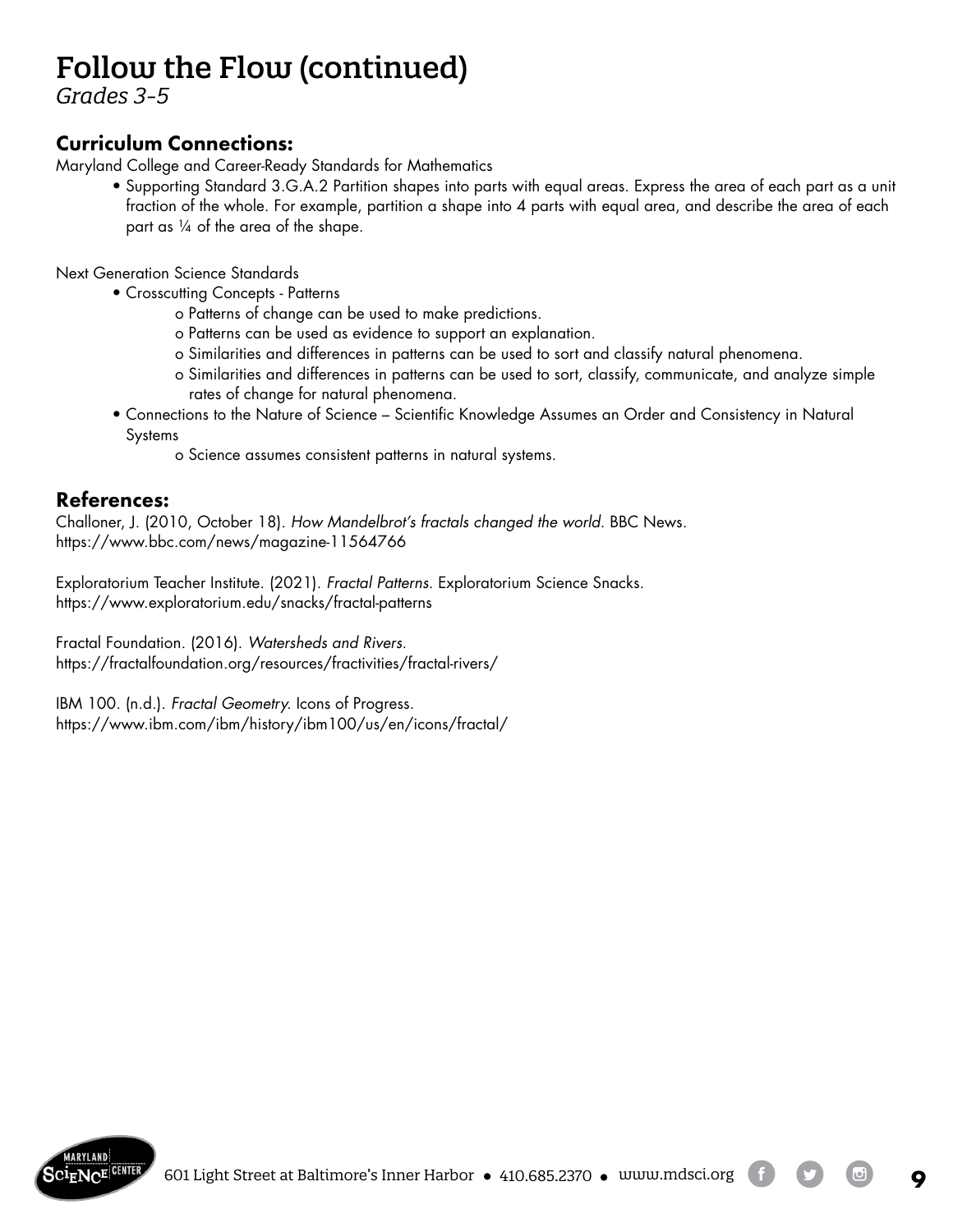# Follow the Flow (continued)

*Grades 3-5*

## Curriculum Connections:

Maryland College and Career-Ready Standards for Mathematics

- Supporting Standard 3.G.A.2 Partition shapes into parts with equal areas. Express the area of each part as a unit fraction of the whole. For example, partition a shape into 4 parts with equal area, and describe the area of each part as ¼ of the area of the shape.

Next Generation Science Standards

- Crosscutting Concepts - Patterns
  - Patterns of change can be used to make predictions.
  - Patterns can be used as evidence to support an explanation.
  - Similarities and differences in patterns can be used to sort and classify natural phenomena.
  - Similarities and differences in patterns can be used to sort, classify, communicate, and analyze simple rates of change for natural phenomena.
- Connections to the Nature of Science – Scientific Knowledge Assumes an Order and Consistency in Natural Systems
  - Science assumes consistent patterns in natural systems.

## References:

Challoner, J. (2010, October 18). *How Mandelbrot's fractals changed the world.* BBC News.
https://www.bbc.com/news/magazine-11564766

Exploratorium Teacher Institute. (2021). *Fractal Patterns.* Exploratorium Science Snacks.
https://www.exploratorium.edu/snacks/fractal-patterns

Fractal Foundation. (2016). *Watersheds and Rivers.*
https://fractalfoundation.org/resources/fractivities/fractal-rivers/

IBM 100. (n.d.). *Fractal Geometry.* Icons of Progress.
https://www.ibm.com/ibm/history/ibm100/us/en/icons/fractal/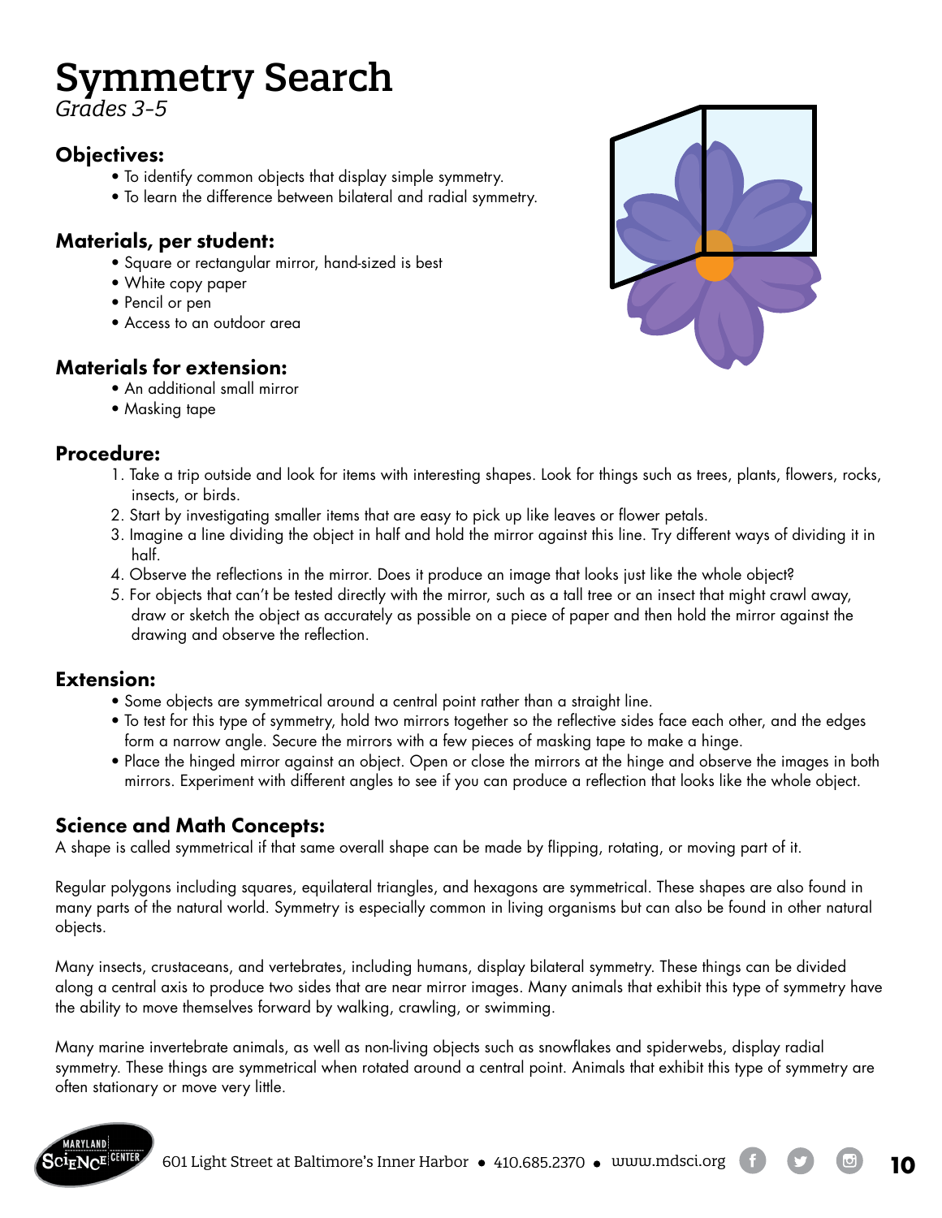# Symmetry Search

*Grades 3-5*

### Objectives:

- To identify common objects that display simple symmetry.
- To learn the difference between bilateral and radial symmetry.

### Materials, per student:

- Square or rectangular mirror, hand-sized is best
- White copy paper
- Pencil or pen
- Access to an outdoor area

### Materials for extension:

- An additional small mirror
- Masking tape

### Procedure:

1. Take a trip outside and look for items with interesting shapes. Look for things such as trees, plants, flowers, rocks, insects, or birds.
2. Start by investigating smaller items that are easy to pick up like leaves or flower petals.
3. Imagine a line dividing the object in half and hold the mirror against this line. Try different ways of dividing it in half.
4. Observe the reflections in the mirror. Does it produce an image that looks just like the whole object?
5. For objects that can't be tested directly with the mirror, such as a tall tree or an insect that might crawl away, draw or sketch the object as accurately as possible on a piece of paper and then hold the mirror against the drawing and observe the reflection.

### Extension:

- Some objects are symmetrical around a central point rather than a straight line.
- To test for this type of symmetry, hold two mirrors together so the reflective sides face each other, and the edges form a narrow angle. Secure the mirrors with a few pieces of masking tape to make a hinge.
- Place the hinged mirror against an object. Open or close the mirrors at the hinge and observe the images in both mirrors. Experiment with different angles to see if you can produce a reflection that looks like the whole object.

### Science and Math Concepts:

A shape is called symmetrical if that same overall shape can be made by flipping, rotating, or moving part of it.

Regular polygons including squares, equilateral triangles, and hexagons are symmetrical. These shapes are also found in many parts of the natural world. Symmetry is especially common in living organisms but can also be found in other natural objects.

Many insects, crustaceans, and vertebrates, including humans, display bilateral symmetry. These things can be divided along a central axis to produce two sides that are near mirror images. Many animals that exhibit this type of symmetry have the ability to move themselves forward by walking, crawling, or swimming.

Many marine invertebrate animals, as well as non-living objects such as snowflakes and spiderwebs, display radial symmetry. These things are symmetrical when rotated around a central point. Animals that exhibit this type of symmetry are often stationary or move very little.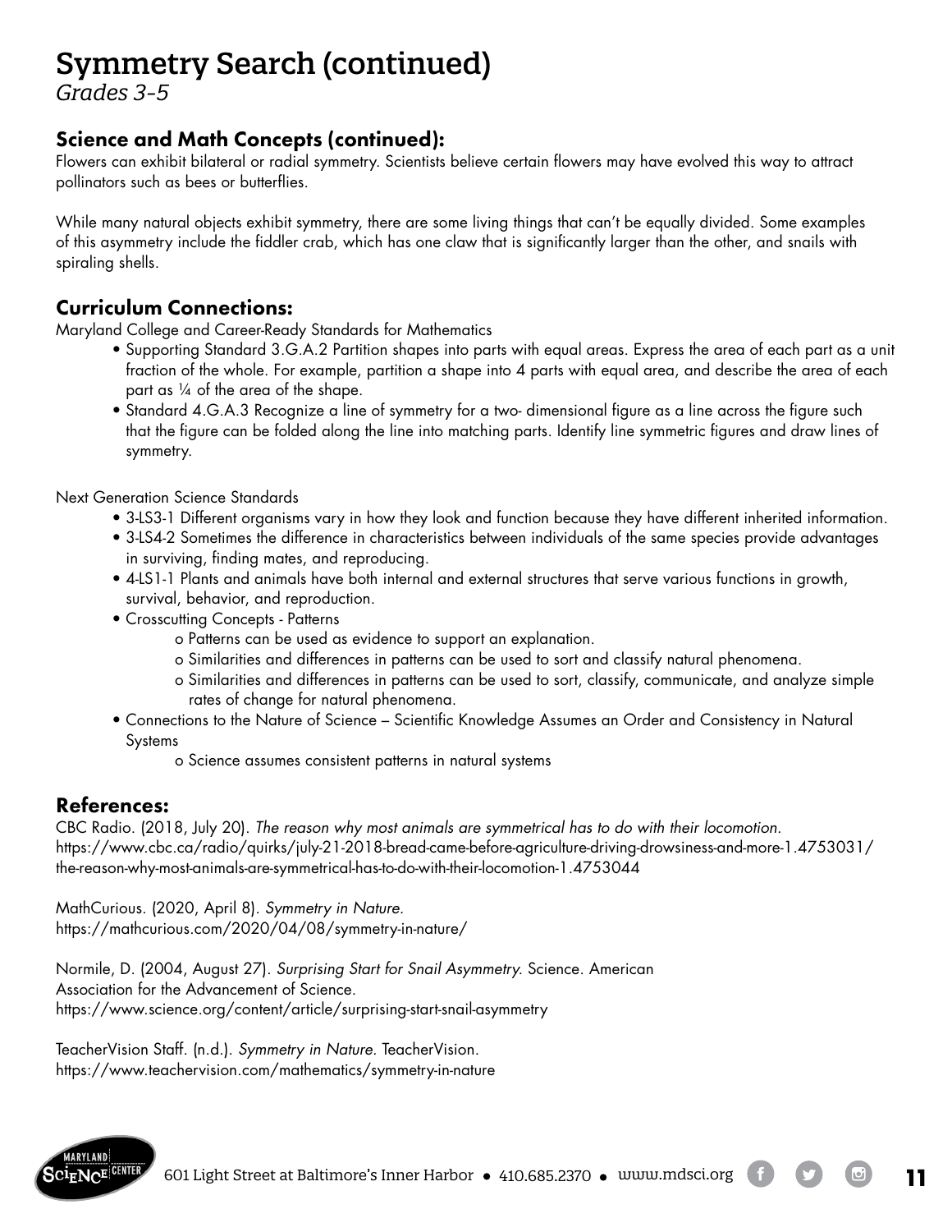# Symmetry Search (continued)

*Grades 3–5*

## Science and Math Concepts (continued):

Flowers can exhibit bilateral or radial symmetry. Scientists believe certain flowers may have evolved this way to attract pollinators such as bees or butterflies.

While many natural objects exhibit symmetry, there are some living things that can't be equally divided. Some examples of this asymmetry include the fiddler crab, which has one claw that is significantly larger than the other, and snails with spiraling shells.

## Curriculum Connections:

Maryland College and Career-Ready Standards for Mathematics

- Supporting Standard 3.G.A.2 Partition shapes into parts with equal areas. Express the area of each part as a unit fraction of the whole. For example, partition a shape into 4 parts with equal area, and describe the area of each part as ¼ of the area of the shape.
- Standard 4.G.A.3 Recognize a line of symmetry for a two- dimensional figure as a line across the figure such that the figure can be folded along the line into matching parts. Identify line symmetric figures and draw lines of symmetry.

Next Generation Science Standards

- 3-LS3-1 Different organisms vary in how they look and function because they have different inherited information.
- 3-LS4-2 Sometimes the difference in characteristics between individuals of the same species provide advantages in surviving, finding mates, and reproducing.
- 4-LS1-1 Plants and animals have both internal and external structures that serve various functions in growth, survival, behavior, and reproduction.
- Crosscutting Concepts - Patterns
  - o Patterns can be used as evidence to support an explanation.
  - o Similarities and differences in patterns can be used to sort and classify natural phenomena.
  - o Similarities and differences in patterns can be used to sort, classify, communicate, and analyze simple rates of change for natural phenomena.
- Connections to the Nature of Science – Scientific Knowledge Assumes an Order and Consistency in Natural Systems
  - o Science assumes consistent patterns in natural systems

## References:

CBC Radio. (2018, July 20). *The reason why most animals are symmetrical has to do with their locomotion.* https://www.cbc.ca/radio/quirks/july-21-2018-bread-came-before-agriculture-driving-drowsiness-and-more-1.4753031/the-reason-why-most-animals-are-symmetrical-has-to-do-with-their-locomotion-1.4753044

MathCurious. (2020, April 8). *Symmetry in Nature.*
https://mathcurious.com/2020/04/08/symmetry-in-nature/

Normile, D. (2004, August 27). *Surprising Start for Snail Asymmetry.* Science. American Association for the Advancement of Science.
https://www.science.org/content/article/surprising-start-snail-asymmetry

TeacherVision Staff. (n.d.). *Symmetry in Nature.* TeacherVision.
https://www.teachervision.com/mathematics/symmetry-in-nature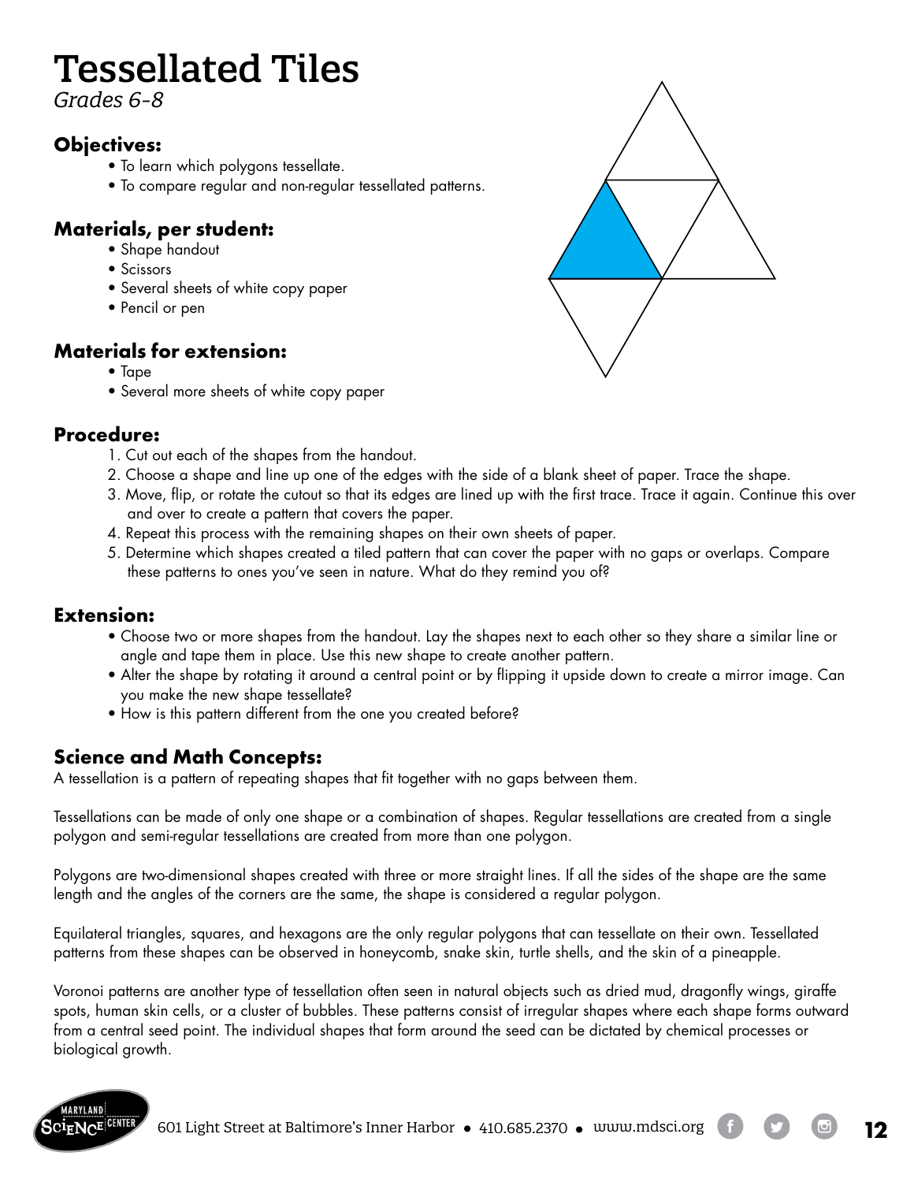# Tessellated Tiles

*Grades 6-8*

### Objectives:

- To learn which polygons tessellate.
- To compare regular and non-regular tessellated patterns.

### Materials, per student:

- Shape handout
- Scissors
- Several sheets of white copy paper
- Pencil or pen

### Materials for extension:

- Tape
- Several more sheets of white copy paper

### Procedure:

1. Cut out each of the shapes from the handout.
2. Choose a shape and line up one of the edges with the side of a blank sheet of paper. Trace the shape.
3. Move, flip, or rotate the cutout so that its edges are lined up with the first trace. Trace it again. Continue this over and over to create a pattern that covers the paper.
4. Repeat this process with the remaining shapes on their own sheets of paper.
5. Determine which shapes created a tiled pattern that can cover the paper with no gaps or overlaps. Compare these patterns to ones you've seen in nature. What do they remind you of?

### Extension:

- Choose two or more shapes from the handout. Lay the shapes next to each other so they share a similar line or angle and tape them in place. Use this new shape to create another pattern.
- Alter the shape by rotating it around a central point or by flipping it upside down to create a mirror image. Can you make the new shape tessellate?
- How is this pattern different from the one you created before?

### Science and Math Concepts:

A tessellation is a pattern of repeating shapes that fit together with no gaps between them.

Tessellations can be made of only one shape or a combination of shapes. Regular tessellations are created from a single polygon and semi-regular tessellations are created from more than one polygon.

Polygons are two-dimensional shapes created with three or more straight lines. If all the sides of the shape are the same length and the angles of the corners are the same, the shape is considered a regular polygon.

Equilateral triangles, squares, and hexagons are the only regular polygons that can tessellate on their own. Tessellated patterns from these shapes can be observed in honeycomb, snake skin, turtle shells, and the skin of a pineapple.

Voronoi patterns are another type of tessellation often seen in natural objects such as dried mud, dragonfly wings, giraffe spots, human skin cells, or a cluster of bubbles. These patterns consist of irregular shapes where each shape forms outward from a central seed point. The individual shapes that form around the seed can be dictated by chemical processes or biological growth.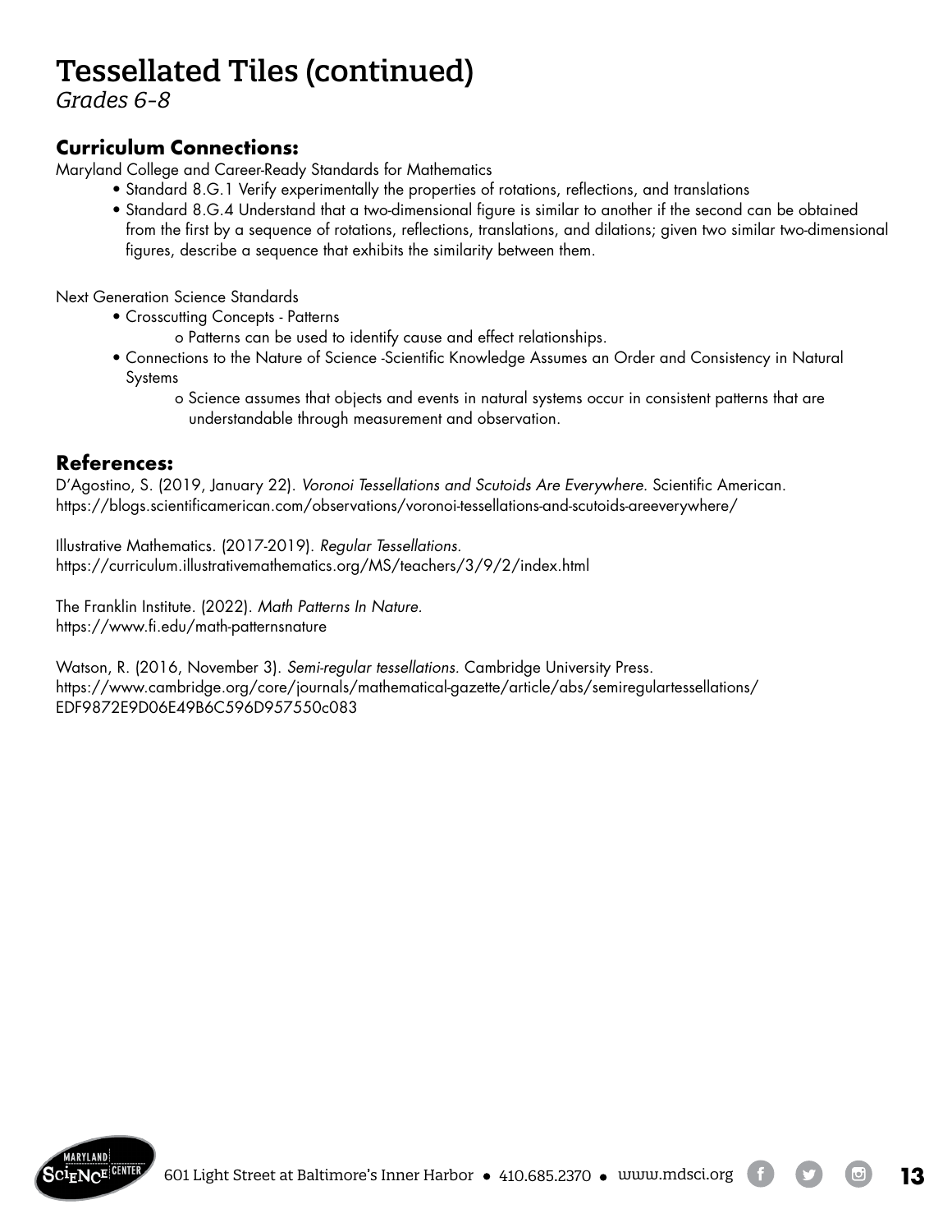# Tessellated Tiles (continued)

*Grades 6-8*

## Curriculum Connections:

Maryland College and Career-Ready Standards for Mathematics

- Standard 8.G.1 Verify experimentally the properties of rotations, reflections, and translations
- Standard 8.G.4 Understand that a two-dimensional figure is similar to another if the second can be obtained from the first by a sequence of rotations, reflections, translations, and dilations; given two similar two-dimensional figures, describe a sequence that exhibits the similarity between them.

Next Generation Science Standards

- Crosscutting Concepts - Patterns
    - o Patterns can be used to identify cause and effect relationships.
- Connections to the Nature of Science -Scientific Knowledge Assumes an Order and Consistency in Natural Systems
    - o Science assumes that objects and events in natural systems occur in consistent patterns that are understandable through measurement and observation.

## References:

D'Agostino, S. (2019, January 22). *Voronoi Tessellations and Scutoids Are Everywhere.* Scientific American. https://blogs.scientificamerican.com/observations/voronoi-tessellations-and-scutoids-areeverywhere/

Illustrative Mathematics. (2017-2019). *Regular Tessellations.* https://curriculum.illustrativemathematics.org/MS/teachers/3/9/2/index.html

The Franklin Institute. (2022). *Math Patterns In Nature.* https://www.fi.edu/math-patternsnature

Watson, R. (2016, November 3). *Semi-regular tessellations.* Cambridge University Press. https://www.cambridge.org/core/journals/mathematical-gazette/article/abs/semiregulartessellations/EDF9872E9D06E49B6C596D957550c083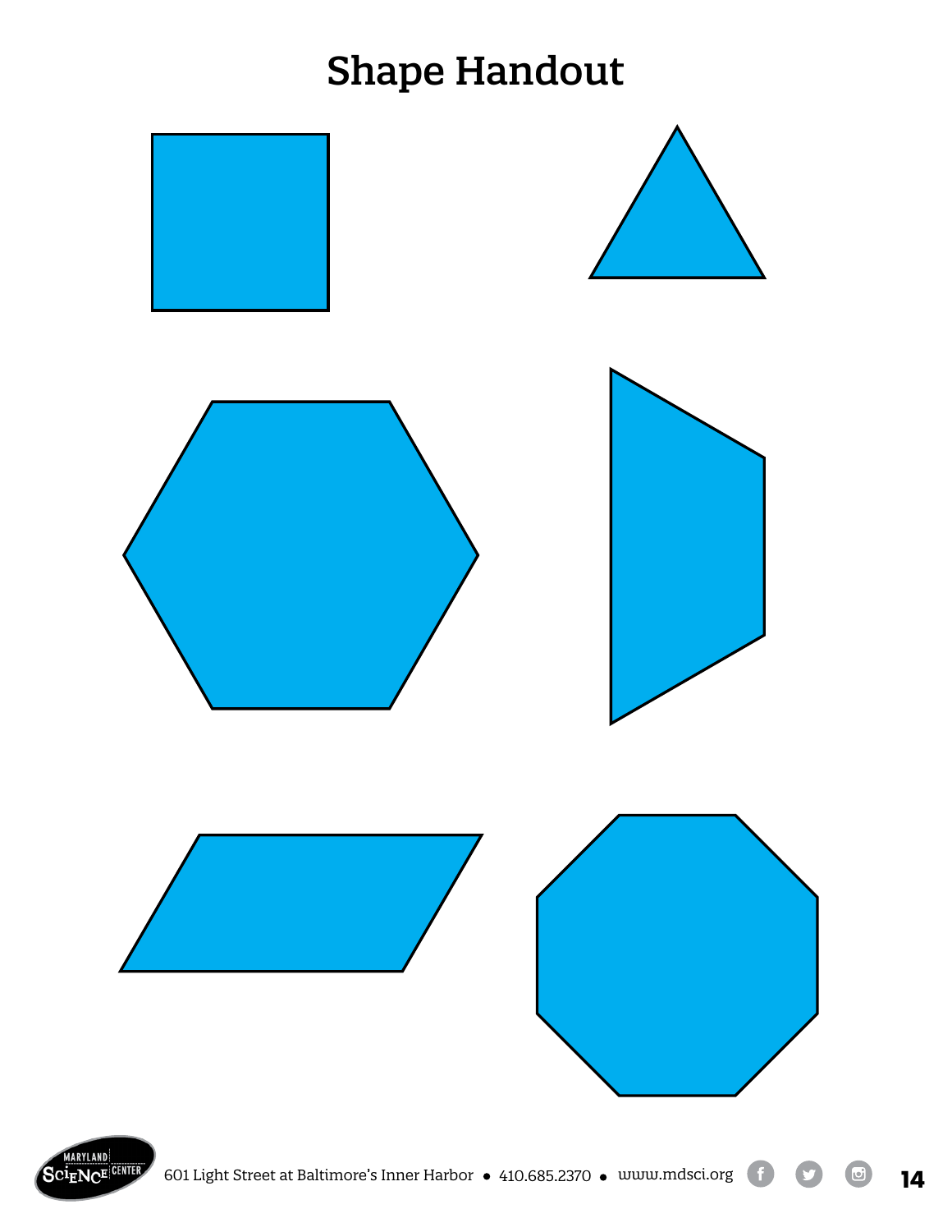# Shape Handout